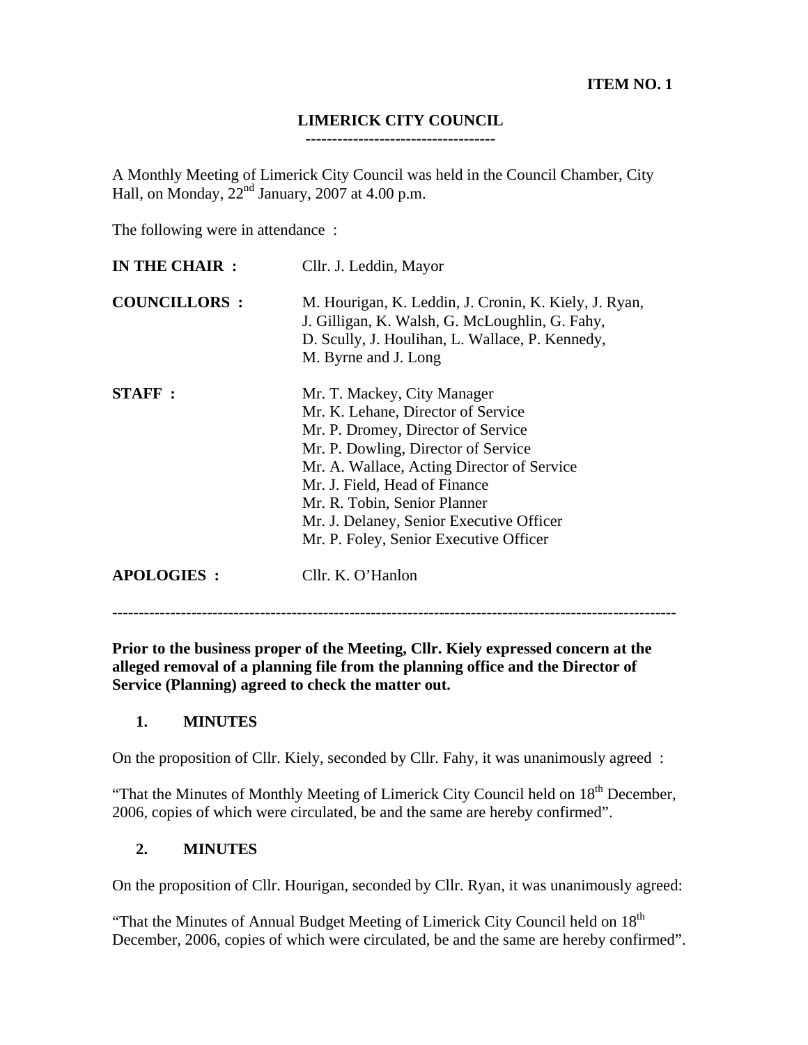**ITEM NO. 1**

# LIMERICK CITY COUNCIL

A Monthly Meeting of Limerick City Council was held in the Council Chamber, City Hall, on Monday, 22nd January, 2007 at 4.00 p.m.

The following were in attendance :

| | |
|---|---|
| **IN THE CHAIR :** | Cllr. J. Leddin, Mayor |
| **COUNCILLORS :** | M. Hourigan, K. Leddin, J. Cronin, K. Kiely, J. Ryan, J. Gilligan, K. Walsh, G. McLoughlin, G. Fahy, D. Scully, J. Houlihan, L. Wallace, P. Kennedy, M. Byrne and J. Long |
| **STAFF :** | Mr. T. Mackey, City Manager<br>Mr. K. Lehane, Director of Service<br>Mr. P. Dromey, Director of Service<br>Mr. P. Dowling, Director of Service<br>Mr. A. Wallace, Acting Director of Service<br>Mr. J. Field, Head of Finance<br>Mr. R. Tobin, Senior Planner<br>Mr. J. Delaney, Senior Executive Officer<br>Mr. P. Foley, Senior Executive Officer |
| **APOLOGIES :** | Cllr. K. O'Hanlon |

---

**Prior to the business proper of the Meeting, Cllr. Kiely expressed concern at the alleged removal of a planning file from the planning office and the Director of Service (Planning) agreed to check the matter out.**

## 1. MINUTES

On the proposition of Cllr. Kiely, seconded by Cllr. Fahy, it was unanimously agreed :

"That the Minutes of Monthly Meeting of Limerick City Council held on 18th December, 2006, copies of which were circulated, be and the same are hereby confirmed".

## 2. MINUTES

On the proposition of Cllr. Hourigan, seconded by Cllr. Ryan, it was unanimously agreed:

"That the Minutes of Annual Budget Meeting of Limerick City Council held on 18th December, 2006, copies of which were circulated, be and the same are hereby confirmed".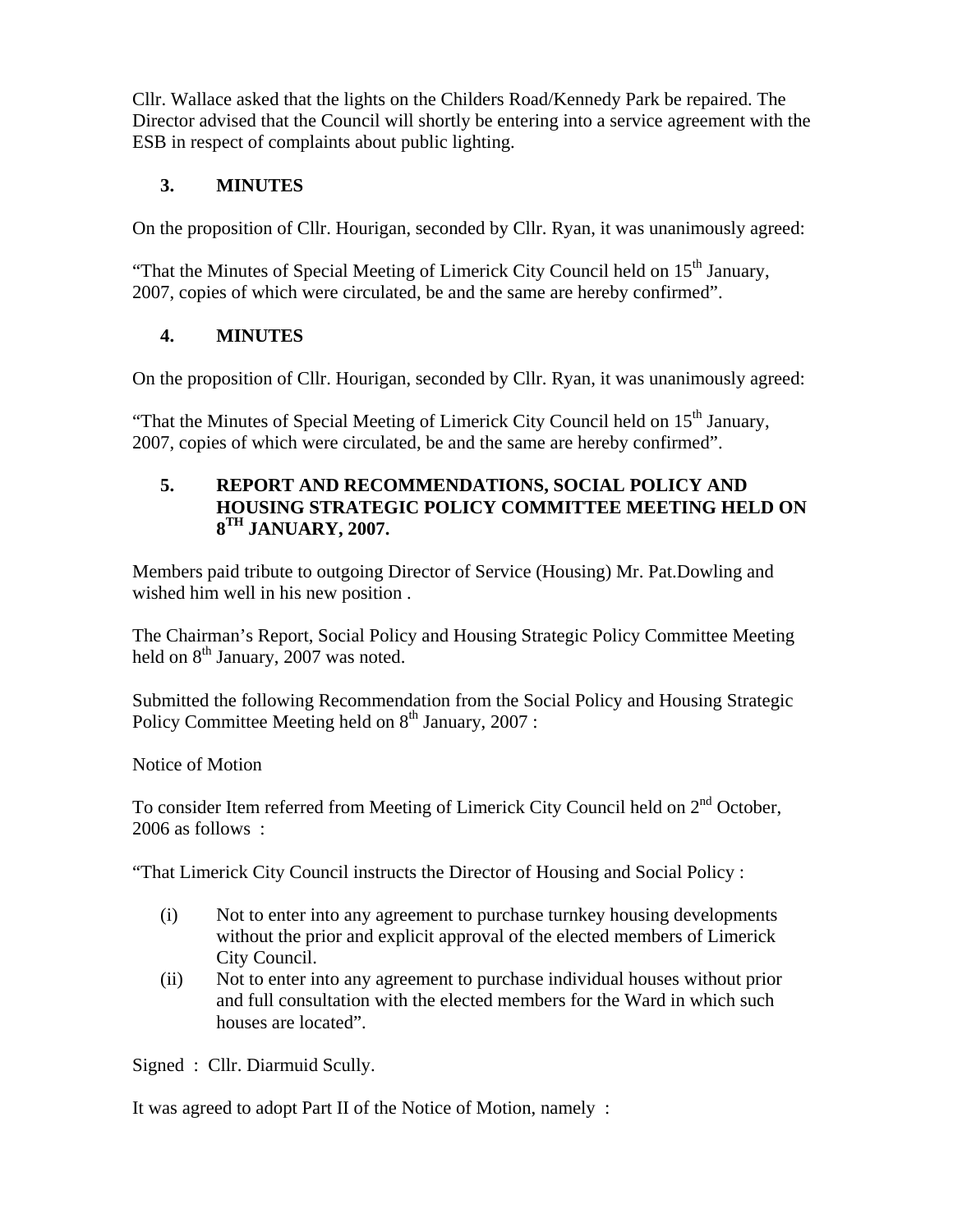Cllr. Wallace asked that the lights on the Childers Road/Kennedy Park be repaired. The Director advised that the Council will shortly be entering into a service agreement with the ESB in respect of complaints about public lighting.

## 3. MINUTES

On the proposition of Cllr. Hourigan, seconded by Cllr. Ryan, it was unanimously agreed:

"That the Minutes of Special Meeting of Limerick City Council held on 15th January, 2007, copies of which were circulated, be and the same are hereby confirmed".

## 4. MINUTES

On the proposition of Cllr. Hourigan, seconded by Cllr. Ryan, it was unanimously agreed:

"That the Minutes of Special Meeting of Limerick City Council held on 15th January, 2007, copies of which were circulated, be and the same are hereby confirmed".

## 5. REPORT AND RECOMMENDATIONS, SOCIAL POLICY AND HOUSING STRATEGIC POLICY COMMITTEE MEETING HELD ON 8TH JANUARY, 2007.

Members paid tribute to outgoing Director of Service (Housing) Mr. Pat.Dowling and wished him well in his new position .

The Chairman's Report, Social Policy and Housing Strategic Policy Committee Meeting held on 8th January, 2007 was noted.

Submitted the following Recommendation from the Social Policy and Housing Strategic Policy Committee Meeting held on 8th January, 2007 :

Notice of Motion

To consider Item referred from Meeting of Limerick City Council held on 2nd October, 2006 as follows :

"That Limerick City Council instructs the Director of Housing and Social Policy :

(i) Not to enter into any agreement to purchase turnkey housing developments without the prior and explicit approval of the elected members of Limerick City Council.

(ii) Not to enter into any agreement to purchase individual houses without prior and full consultation with the elected members for the Ward in which such houses are located".

Signed : Cllr. Diarmuid Scully.

It was agreed to adopt Part II of the Notice of Motion, namely :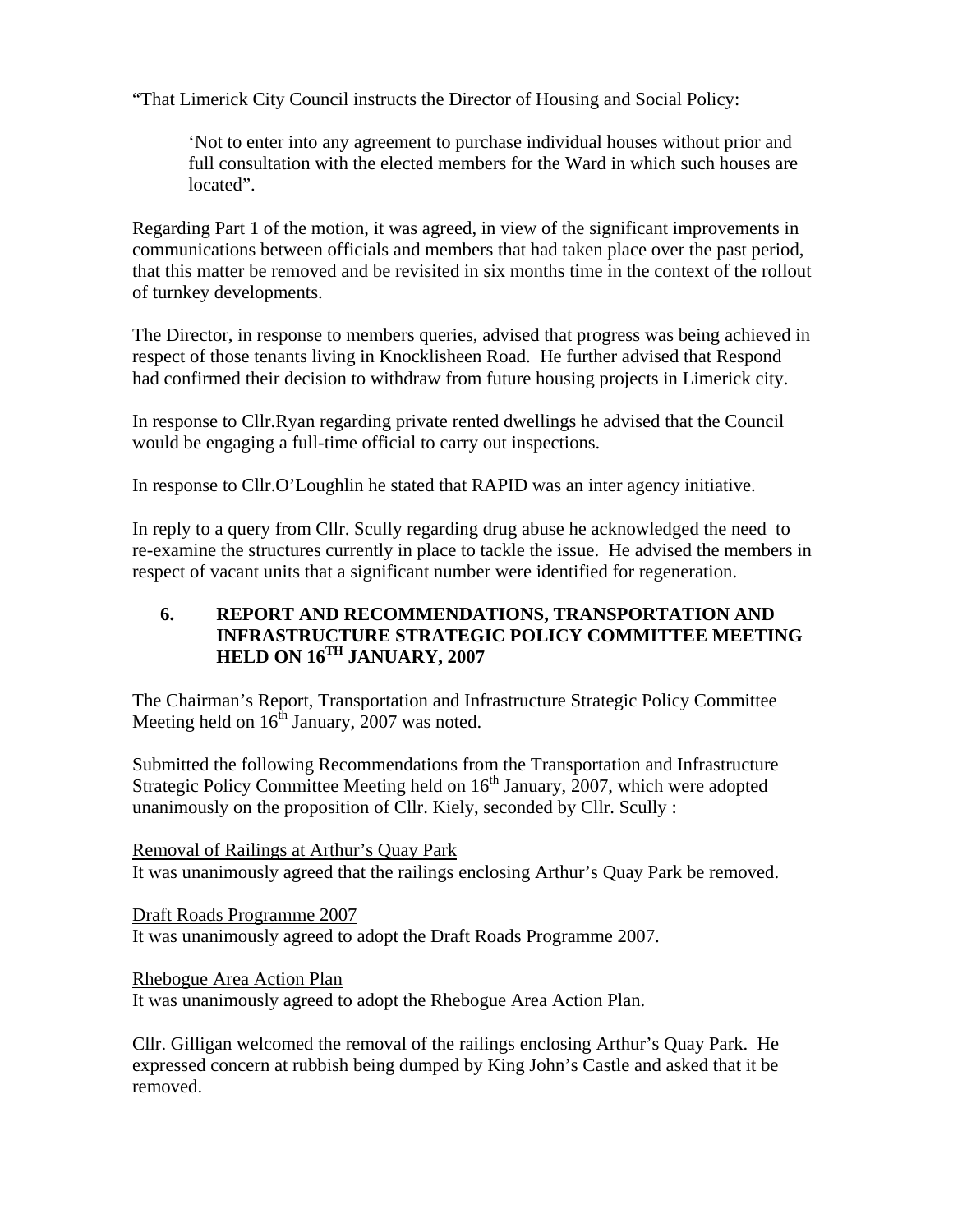"That Limerick City Council instructs the Director of Housing and Social Policy:

> 'Not to enter into any agreement to purchase individual houses without prior and full consultation with the elected members for the Ward in which such houses are located".

Regarding Part 1 of the motion, it was agreed, in view of the significant improvements in communications between officials and members that had taken place over the past period, that this matter be removed and be revisited in six months time in the context of the rollout of turnkey developments.

The Director, in response to members queries, advised that progress was being achieved in respect of those tenants living in Knocklisheen Road. He further advised that Respond had confirmed their decision to withdraw from future housing projects in Limerick city.

In response to Cllr.Ryan regarding private rented dwellings he advised that the Council would be engaging a full-time official to carry out inspections.

In response to Cllr.O'Loughlin he stated that RAPID was an inter agency initiative.

In reply to a query from Cllr. Scully regarding drug abuse he acknowledged the need to re-examine the structures currently in place to tackle the issue. He advised the members in respect of vacant units that a significant number were identified for regeneration.

## 6. REPORT AND RECOMMENDATIONS, TRANSPORTATION AND INFRASTRUCTURE STRATEGIC POLICY COMMITTEE MEETING HELD ON 16TH JANUARY, 2007

The Chairman's Report, Transportation and Infrastructure Strategic Policy Committee Meeting held on 16th January, 2007 was noted.

Submitted the following Recommendations from the Transportation and Infrastructure Strategic Policy Committee Meeting held on 16th January, 2007, which were adopted unanimously on the proposition of Cllr. Kiely, seconded by Cllr. Scully :

<u>Removal of Railings at Arthur's Quay Park</u>
It was unanimously agreed that the railings enclosing Arthur's Quay Park be removed.

<u>Draft Roads Programme 2007</u>
It was unanimously agreed to adopt the Draft Roads Programme 2007.

<u>Rhebogue Area Action Plan</u>
It was unanimously agreed to adopt the Rhebogue Area Action Plan.

Cllr. Gilligan welcomed the removal of the railings enclosing Arthur's Quay Park. He expressed concern at rubbish being dumped by King John's Castle and asked that it be removed.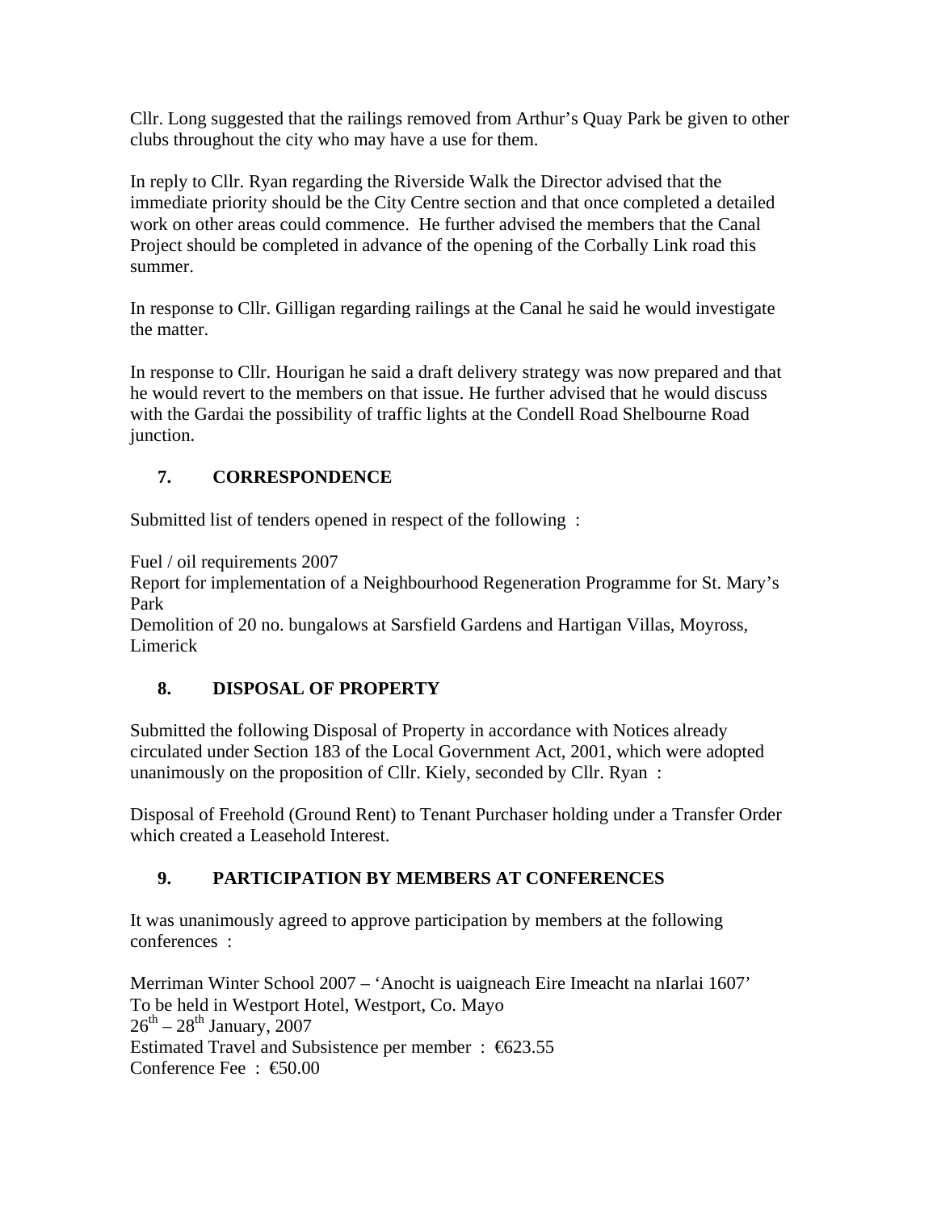Cllr. Long suggested that the railings removed from Arthur's Quay Park be given to other clubs throughout the city who may have a use for them.

In reply to Cllr. Ryan regarding the Riverside Walk the Director advised that the immediate priority should be the City Centre section and that once completed a detailed work on other areas could commence. He further advised the members that the Canal Project should be completed in advance of the opening of the Corbally Link road this summer.

In response to Cllr. Gilligan regarding railings at the Canal he said he would investigate the matter.

In response to Cllr. Hourigan he said a draft delivery strategy was now prepared and that he would revert to the members on that issue. He further advised that he would discuss with the Gardai the possibility of traffic lights at the Condell Road Shelbourne Road junction.

## 7. CORRESPONDENCE

Submitted list of tenders opened in respect of the following :

Fuel / oil requirements 2007
Report for implementation of a Neighbourhood Regeneration Programme for St. Mary's Park
Demolition of 20 no. bungalows at Sarsfield Gardens and Hartigan Villas, Moyross, Limerick

## 8. DISPOSAL OF PROPERTY

Submitted the following Disposal of Property in accordance with Notices already circulated under Section 183 of the Local Government Act, 2001, which were adopted unanimously on the proposition of Cllr. Kiely, seconded by Cllr. Ryan :

Disposal of Freehold (Ground Rent) to Tenant Purchaser holding under a Transfer Order which created a Leasehold Interest.

## 9. PARTICIPATION BY MEMBERS AT CONFERENCES

It was unanimously agreed to approve participation by members at the following conferences :

Merriman Winter School 2007 – 'Anocht is uaigneach Eire Imeacht na nIarlai 1607'
To be held in Westport Hotel, Westport, Co. Mayo
26th – 28th January, 2007
Estimated Travel and Subsistence per member : €623.55
Conference Fee : €50.00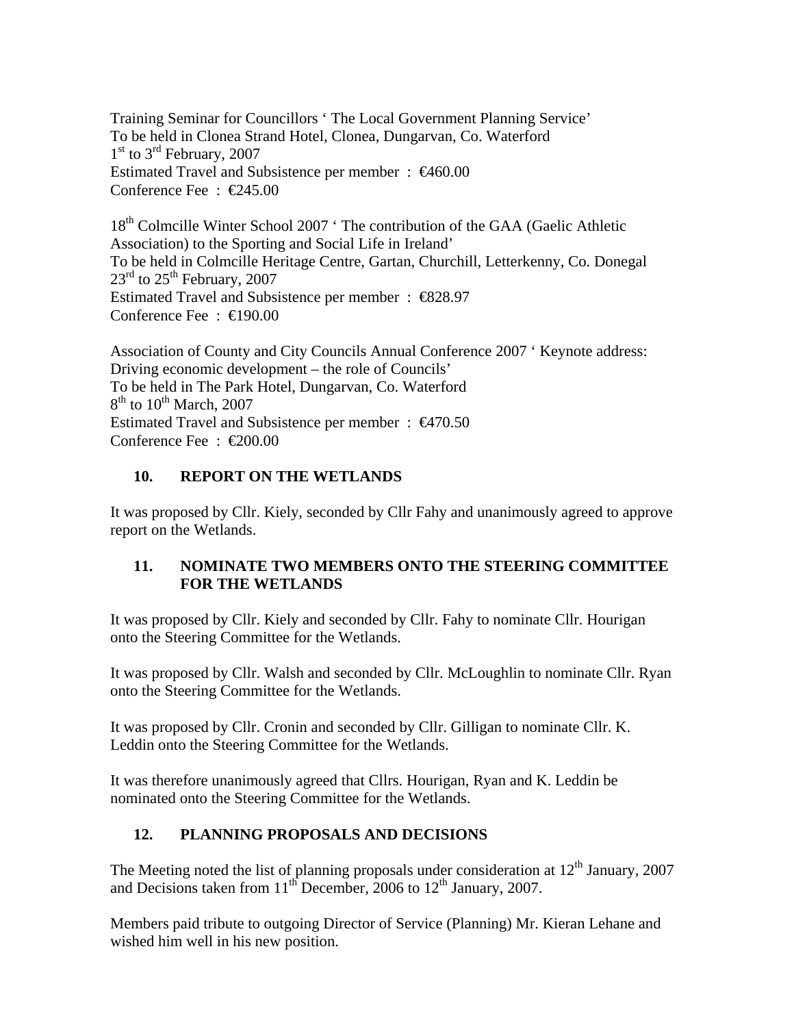Training Seminar for Councillors ' The Local Government Planning Service'
To be held in Clonea Strand Hotel, Clonea, Dungarvan, Co. Waterford
1st to 3rd February, 2007
Estimated Travel and Subsistence per member : €460.00
Conference Fee : €245.00

18th Colmcille Winter School 2007 ' The contribution of the GAA (Gaelic Athletic Association) to the Sporting and Social Life in Ireland'
To be held in Colmcille Heritage Centre, Gartan, Churchill, Letterkenny, Co. Donegal
23rd to 25th February, 2007
Estimated Travel and Subsistence per member : €828.97
Conference Fee : €190.00

Association of County and City Councils Annual Conference 2007 ' Keynote address: Driving economic development – the role of Councils'
To be held in The Park Hotel, Dungarvan, Co. Waterford
8th to 10th March, 2007
Estimated Travel and Subsistence per member : €470.50
Conference Fee : €200.00

## 10. REPORT ON THE WETLANDS

It was proposed by Cllr. Kiely, seconded by Cllr Fahy and unanimously agreed to approve report on the Wetlands.

## 11. NOMINATE TWO MEMBERS ONTO THE STEERING COMMITTEE FOR THE WETLANDS

It was proposed by Cllr. Kiely and seconded by Cllr. Fahy to nominate Cllr. Hourigan onto the Steering Committee for the Wetlands.

It was proposed by Cllr. Walsh and seconded by Cllr. McLoughlin to nominate Cllr. Ryan onto the Steering Committee for the Wetlands.

It was proposed by Cllr. Cronin and seconded by Cllr. Gilligan to nominate Cllr. K. Leddin onto the Steering Committee for the Wetlands.

It was therefore unanimously agreed that Cllrs. Hourigan, Ryan and K. Leddin be nominated onto the Steering Committee for the Wetlands.

## 12. PLANNING PROPOSALS AND DECISIONS

The Meeting noted the list of planning proposals under consideration at 12th January, 2007 and Decisions taken from 11th December, 2006 to 12th January, 2007.

Members paid tribute to outgoing Director of Service (Planning) Mr. Kieran Lehane and wished him well in his new position.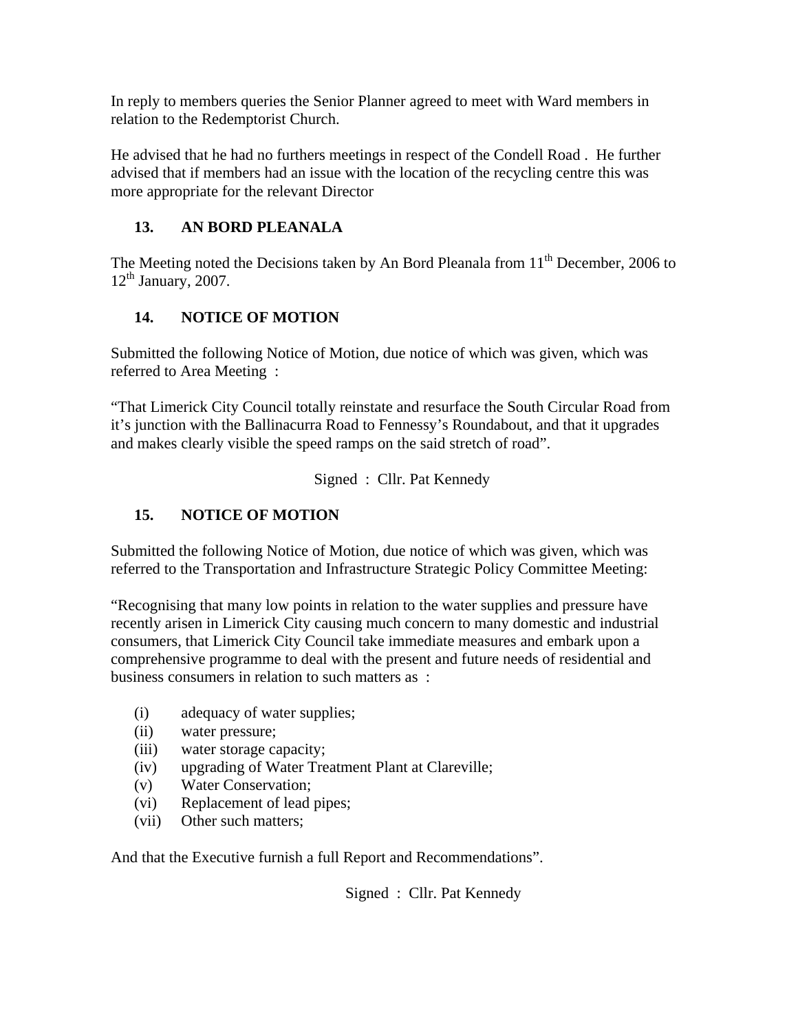In reply to members queries the Senior Planner agreed to meet with Ward members in relation to the Redemptorist Church.

He advised that he had no furthers meetings in respect of the Condell Road . He further advised that if members had an issue with the location of the recycling centre this was more appropriate for the relevant Director

**13. AN BORD PLEANALA**

The Meeting noted the Decisions taken by An Bord Pleanala from 11th December, 2006 to 12th January, 2007.

**14. NOTICE OF MOTION**

Submitted the following Notice of Motion, due notice of which was given, which was referred to Area Meeting :

"That Limerick City Council totally reinstate and resurface the South Circular Road from it's junction with the Ballinacurra Road to Fennessy's Roundabout, and that it upgrades and makes clearly visible the speed ramps on the said stretch of road".

Signed : Cllr. Pat Kennedy

**15. NOTICE OF MOTION**

Submitted the following Notice of Motion, due notice of which was given, which was referred to the Transportation and Infrastructure Strategic Policy Committee Meeting:

"Recognising that many low points in relation to the water supplies and pressure have recently arisen in Limerick City causing much concern to many domestic and industrial consumers, that Limerick City Council take immediate measures and embark upon a comprehensive programme to deal with the present and future needs of residential and business consumers in relation to such matters as :

(i) adequacy of water supplies;
(ii) water pressure;
(iii) water storage capacity;
(iv) upgrading of Water Treatment Plant at Clareville;
(v) Water Conservation;
(vi) Replacement of lead pipes;
(vii) Other such matters;

And that the Executive furnish a full Report and Recommendations".

Signed : Cllr. Pat Kennedy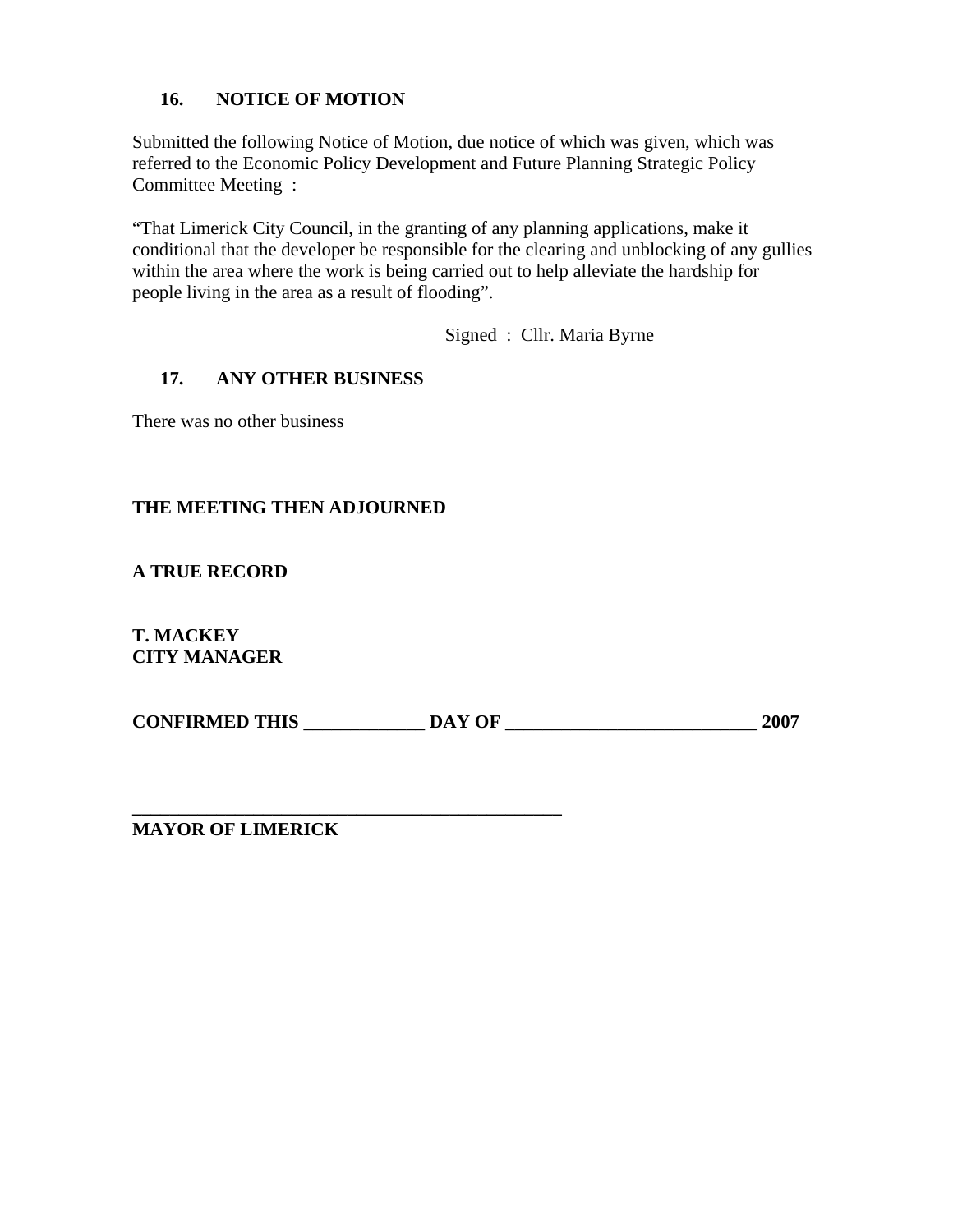**16. NOTICE OF MOTION**

Submitted the following Notice of Motion, due notice of which was given, which was referred to the Economic Policy Development and Future Planning Strategic Policy Committee Meeting :

"That Limerick City Council, in the granting of any planning applications, make it conditional that the developer be responsible for the clearing and unblocking of any gullies within the area where the work is being carried out to help alleviate the hardship for people living in the area as a result of flooding".

Signed : Cllr. Maria Byrne

**17. ANY OTHER BUSINESS**

There was no other business

**THE MEETING THEN ADJOURNED**

**A TRUE RECORD**

**T. MACKEY**
**CITY MANAGER**

**CONFIRMED THIS _____________ DAY OF ___________________________ 2007**

**_______________________________________________**
**MAYOR OF LIMERICK**